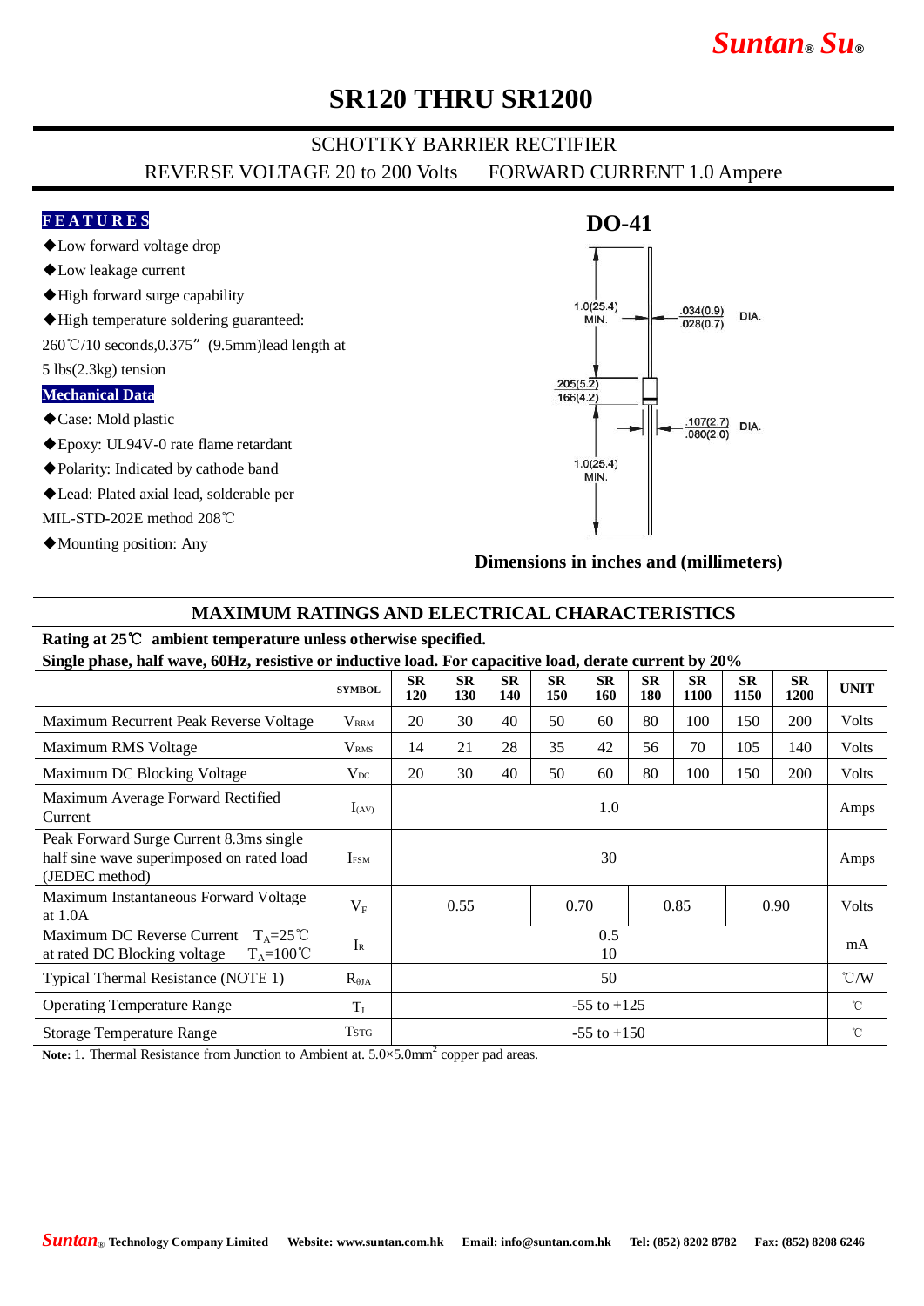# SR120 THRU SR1200

## SCHOTTKY BARRIER RECTIFIER

REVERSE VOLTAGE 20 to 200 Volts FORWARD CURRENT 1.0 Ampere

### FEATURES

- ◆Low forward voltage drop
- ◆Low leakage current
- ◆High forward surge capability
- ◆High temperature soldering guaranteed: 260℃/10 seconds,0.375”(9.5mm)lead length at 5 lbs(2.3kg) tension

### Mechanical Data

- ◆Case: Mold plastic
- ◆Epoxy: UL94V-0 rate flame retardant
- ◆Polarity: Indicated by cathode band
- ◆Lead: Plated axial lead, solderable per MIL-STD-202E method 208℃
- ◆Mounting position: Any

**DO-41**

1.0(25.4) MIN.

.034(0.9) / .028(0.7) DIA.

.205(5.2) / .166(4.2)

.107(2.7) / .080(2.0) DIA.

1.0(25.4) MIN.

**Dimensions in inches and (millimeters)**

## MAXIMUM RATINGS AND ELECTRICAL CHARACTERISTICS

**Rating at 25℃ ambient temperature unless otherwise specified.**
**Single phase, half wave, 60Hz, resistive or inductive load. For capacitive load, derate current by 20%**

| | SYMBOL | SR 120 | SR 130 | SR 140 | SR 150 | SR 160 | SR 180 | SR 1100 | SR 1150 | SR 1200 | UNIT |
|---|---|---|---|---|---|---|---|---|---|---|---|
| Maximum Recurrent Peak Reverse Voltage | $V_{RRM}$ | 20 | 30 | 40 | 50 | 60 | 80 | 100 | 150 | 200 | Volts |
| Maximum RMS Voltage | $V_{RMS}$ | 14 | 21 | 28 | 35 | 42 | 56 | 70 | 105 | 140 | Volts |
| Maximum DC Blocking Voltage | $V_{DC}$ | 20 | 30 | 40 | 50 | 60 | 80 | 100 | 150 | 200 | Volts |
| Maximum Average Forward Rectified Current | $I_{(AV)}$ | 1.0 | | | | | | | | | Amps |
| Peak Forward Surge Current 8.3ms single half sine wave superimposed on rated load (JEDEC method) | $I_{FSM}$ | 30 | | | | | | | | | Amps |
| Maximum Instantaneous Forward Voltage at 1.0A | $V_F$ | 0.55 | | 0.70 | | 0.85 | | 0.90 | | | Volts |
| Maximum DC Reverse Current $T_A$=25℃ at rated DC Blocking voltage $T_A$=100℃ | $I_R$ | 0.5<br>10 | | | | | | | | | mA |
| Typical Thermal Resistance (NOTE 1) | $R_{\theta JA}$ | 50 | | | | | | | | | ℃/W |
| Operating Temperature Range | $T_J$ | -55 to +125 | | | | | | | | | ℃ |
| Storage Temperature Range | $T_{STG}$ | -55 to +150 | | | | | | | | | ℃ |

**Note:** 1. Thermal Resistance from Junction to Ambient at. 5.0×5.0mm$^2$ copper pad areas.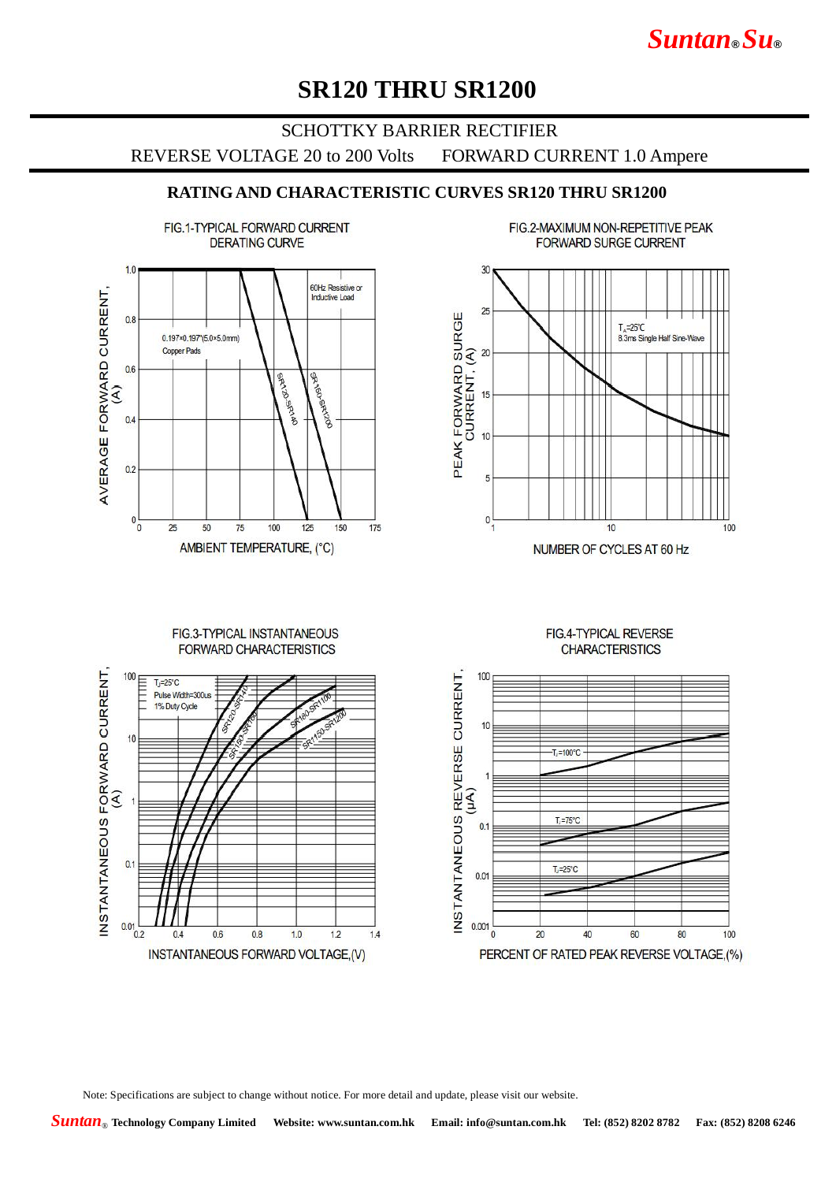Suntan® Su®

# SR120 THRU SR1200

SCHOTTKY BARRIER RECTIFIER

REVERSE VOLTAGE 20 to 200 Volts FORWARD CURRENT 1.0 Ampere

## RATING AND CHARACTERISTIC CURVES SR120 THRU SR1200

FIG.1-TYPICAL FORWARD CURRENT DERATING CURVE

AVERAGE FORWARD CURRENT, (A)

1.0
0.8
0.6
0.4
0.2
0

0 25 50 75 100 125 150 175

AMBIENT TEMPERATURE, (°C)

60Hz Resistive or Inductive Load

0.197×0.197"(5.0×5.0mm) Copper Pads

SR120-SR140

SR150-SR1200

FIG.2-MAXIMUM NON-REPETITIVE PEAK FORWARD SURGE CURRENT

PEAK FORWARD SURGE CURRENT, (A)

30
25
20
15
10
5
0

1 10 100

NUMBER OF CYCLES AT 60 Hz

$T_A$=25°C
8.3ms Single Half Sine-Wave

FIG.3-TYPICAL INSTANTANEOUS FORWARD CHARACTERISTICS

INSTANTANEOUS FORWARD CURRENT, (A)

100
10
1
0.1
0.01

0.2 0.4 0.6 0.8 1.0 1.2 1.4

INSTANTANEOUS FORWARD VOLTAGE,(V)

$T_J$=25°C
Pulse Width=300us
1% Duty Cycle

SR120-SR140

SR150-SR160

SR180-SR1100

SR1150-SR1200

FIG.4-TYPICAL REVERSE CHARACTERISTICS

INSTANTANEOUS REVERSE CURRENT, (μA)

100
10
1
0.1
0.01
0.001

0 20 40 60 80 100

PERCENT OF RATED PEAK REVERSE VOLTAGE,(%)

$T_J$=100°C

$T_J$=75°C

$T_J$=25°C

Note: Specifications are subject to change without notice. For more detail and update, please visit our website.

**Suntan® Technology Company Limited** **Website: www.suntan.com.hk** **Email: info@suntan.com.hk** **Tel: (852) 8202 8782** **Fax: (852) 8208 6246**